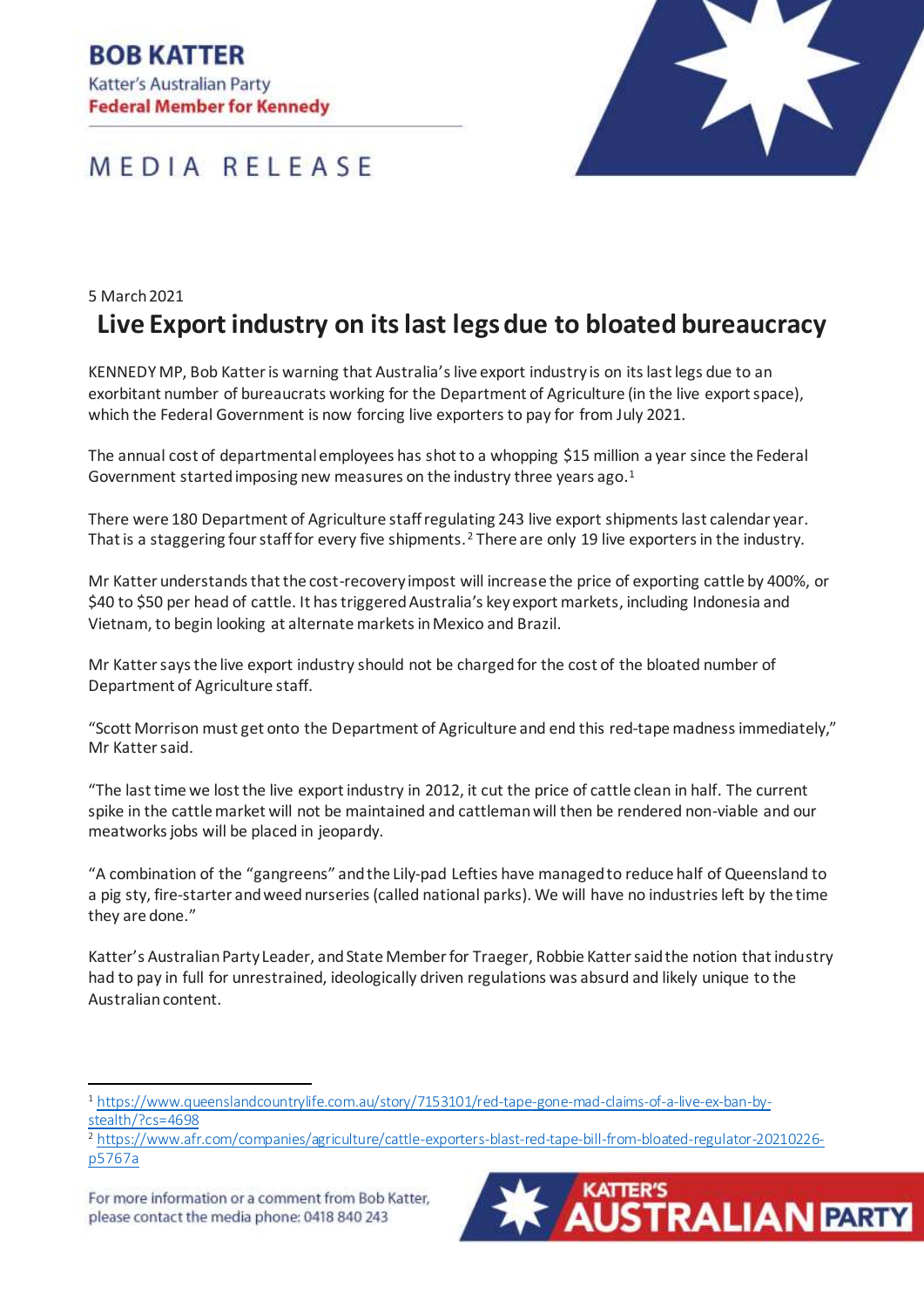**BOB KATTER**
Katter's Australian Party
**Federal Member for Kennedy**

MEDIA RELEASE

5 March 2021

# Live Export industry on its last legs due to bloated bureaucracy

KENNEDY MP, Bob Katter is warning that Australia's live export industry is on its last legs due to an exorbitant number of bureaucrats working for the Department of Agriculture (in the live export space), which the Federal Government is now forcing live exporters to pay for from July 2021.

The annual cost of departmental employees has shot to a whopping $15 million a year since the Federal Government started imposing new measures on the industry three years ago.[1]

There were 180 Department of Agriculture staff regulating 243 live export shipments last calendar year. That is a staggering four staff for every five shipments.[2] There are only 19 live exporters in the industry.

Mr Katter understands that the cost-recovery impost will increase the price of exporting cattle by 400%, or $40 to $50 per head of cattle. It has triggered Australia's key export markets, including Indonesia and Vietnam, to begin looking at alternate markets in Mexico and Brazil.

Mr Katter says the live export industry should not be charged for the cost of the bloated number of Department of Agriculture staff.

"Scott Morrison must get onto the Department of Agriculture and end this red-tape madness immediately," Mr Katter said.

"The last time we lost the live export industry in 2012, it cut the price of cattle clean in half. The current spike in the cattle market will not be maintained and cattleman will then be rendered non-viable and our meatworks jobs will be placed in jeopardy.

"A combination of the "gangreens" and the Lily-pad Lefties have managed to reduce half of Queensland to a pig sty, fire-starter and weed nurseries (called national parks). We will have no industries left by the time they are done."

Katter's Australian Party Leader, and State Member for Traeger, Robbie Katter said the notion that industry had to pay in full for unrestrained, ideologically driven regulations was absurd and likely unique to the Australian content.

---

[1] https://www.queenslandcountrylife.com.au/story/7153101/red-tape-gone-mad-claims-of-a-live-ex-ban-by-stealth/?cs=4698

[2] https://www.afr.com/companies/agriculture/cattle-exporters-blast-red-tape-bill-from-bloated-regulator-20210226-p5767a

For more information or a comment from Bob Katter, please contact the media phone: 0418 840 243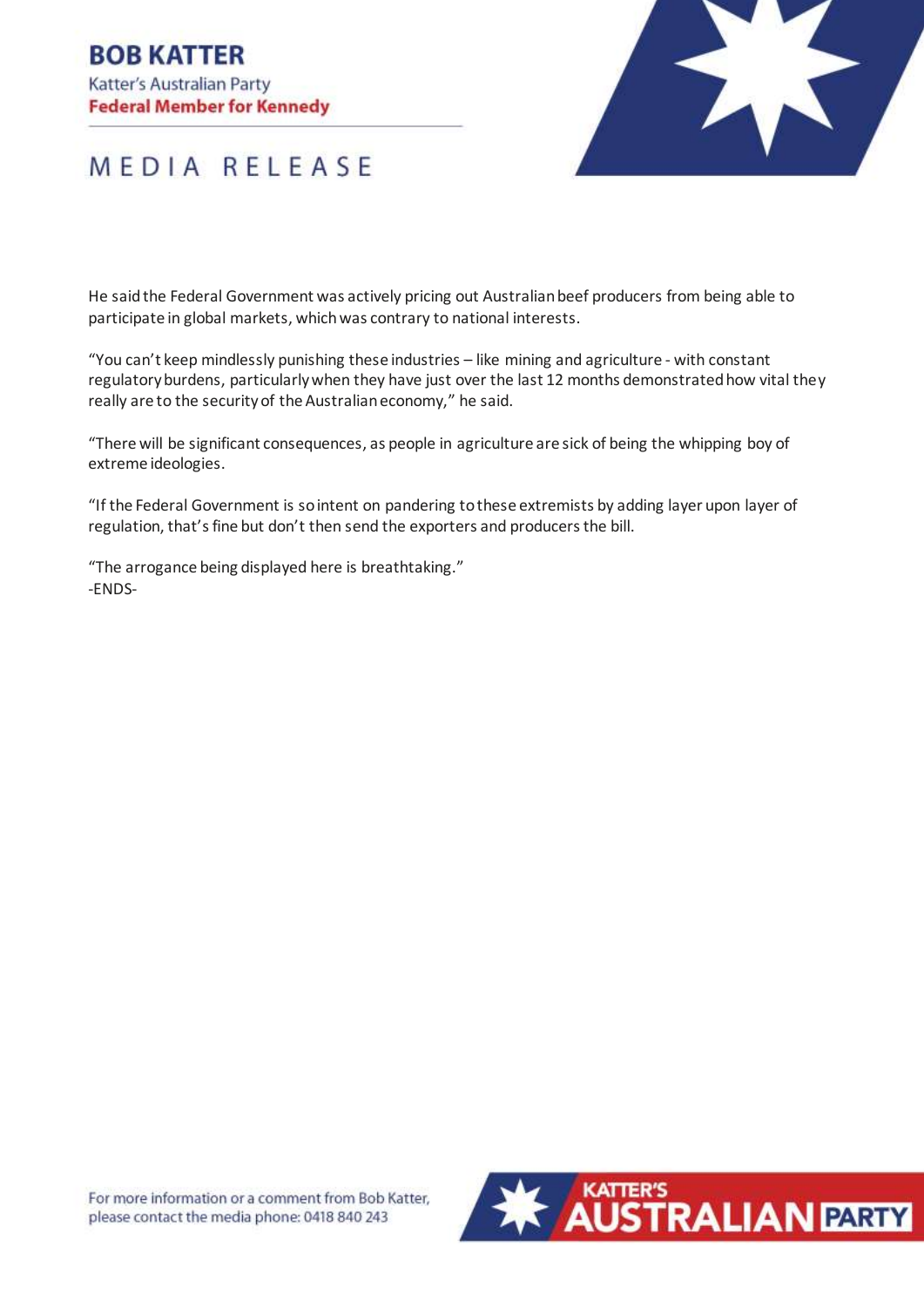# BOB KATTER

Katter's Australian Party

**Federal Member for Kennedy**

# MEDIA RELEASE

He said the Federal Government was actively pricing out Australian beef producers from being able to participate in global markets, which was contrary to national interests.

"You can't keep mindlessly punishing these industries – like mining and agriculture - with constant regulatory burdens, particularly when they have just over the last 12 months demonstrated how vital they really are to the security of the Australian economy," he said.

"There will be significant consequences, as people in agriculture are sick of being the whipping boy of extreme ideologies.

"If the Federal Government is so intent on pandering to these extremists by adding layer upon layer of regulation, that's fine but don't then send the exporters and producers the bill.

"The arrogance being displayed here is breathtaking."

-ENDS-

For more information or a comment from Bob Katter, please contact the media phone: 0418 840 243